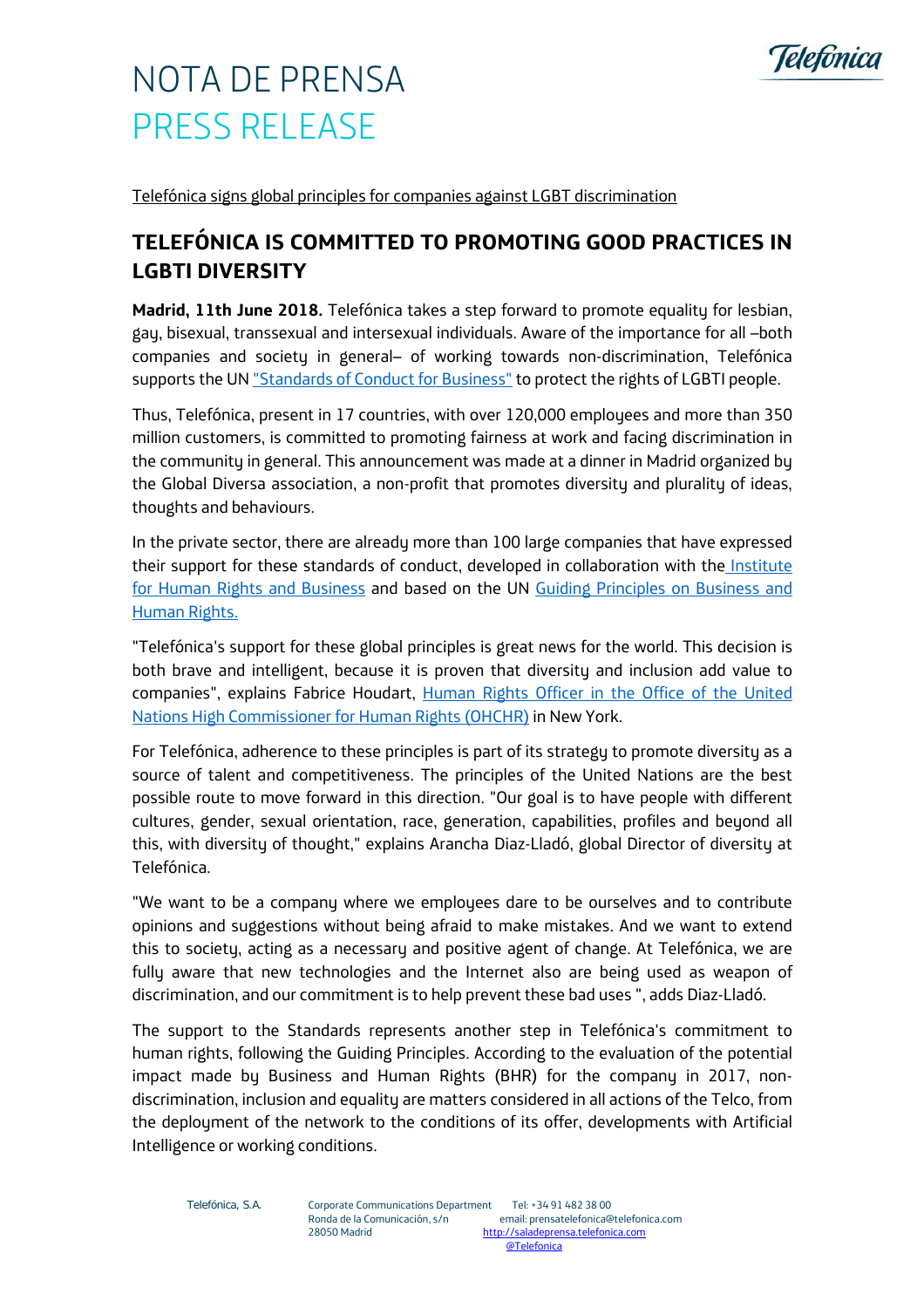# NOTA DE PRENSA
# PRESS RELEASE

Telefónica signs global principles for companies against LGBT discrimination

## TELEFÓNICA IS COMMITTED TO PROMOTING GOOD PRACTICES IN LGBTI DIVERSITY

**Madrid, 11th June 2018.** Telefónica takes a step forward to promote equality for lesbian, gay, bisexual, transsexual and intersexual individuals. Aware of the importance for all –both companies and society in general– of working towards non-discrimination, Telefónica supports the UN "Standards of Conduct for Business" to protect the rights of LGBTI people.

Thus, Telefónica, present in 17 countries, with over 120,000 employees and more than 350 million customers, is committed to promoting fairness at work and facing discrimination in the community in general. This announcement was made at a dinner in Madrid organized by the Global Diversa association, a non-profit that promotes diversity and plurality of ideas, thoughts and behaviours.

In the private sector, there are already more than 100 large companies that have expressed their support for these standards of conduct, developed in collaboration with the Institute for Human Rights and Business and based on the UN Guiding Principles on Business and Human Rights.

"Telefónica's support for these global principles is great news for the world. This decision is both brave and intelligent, because it is proven that diversity and inclusion add value to companies", explains Fabrice Houdart, Human Rights Officer in the Office of the United Nations High Commissioner for Human Rights (OHCHR) in New York.

For Telefónica, adherence to these principles is part of its strategy to promote diversity as a source of talent and competitiveness. The principles of the United Nations are the best possible route to move forward in this direction. "Our goal is to have people with different cultures, gender, sexual orientation, race, generation, capabilities, profiles and beyond all this, with diversity of thought," explains Arancha Diaz-Lladó, global Director of diversity at Telefónica.

"We want to be a company where we employees dare to be ourselves and to contribute opinions and suggestions without being afraid to make mistakes. And we want to extend this to society, acting as a necessary and positive agent of change. At Telefónica, we are fully aware that new technologies and the Internet also are being used as weapon of discrimination, and our commitment is to help prevent these bad uses ", adds Diaz-Lladó.

The support to the Standards represents another step in Telefónica's commitment to human rights, following the Guiding Principles. According to the evaluation of the potential impact made by Business and Human Rights (BHR) for the company in 2017, non-discrimination, inclusion and equality are matters considered in all actions of the Telco, from the deployment of the network to the conditions of its offer, developments with Artificial Intelligence or working conditions.

Telefónica, S.A. Corporate Communications Department Tel: +34 91 482 38 00
Ronda de la Comunicación, s/n email: prensatelefonica@telefonica.com
28050 Madrid http://saladeprensa.telefonica.com
@Telefonica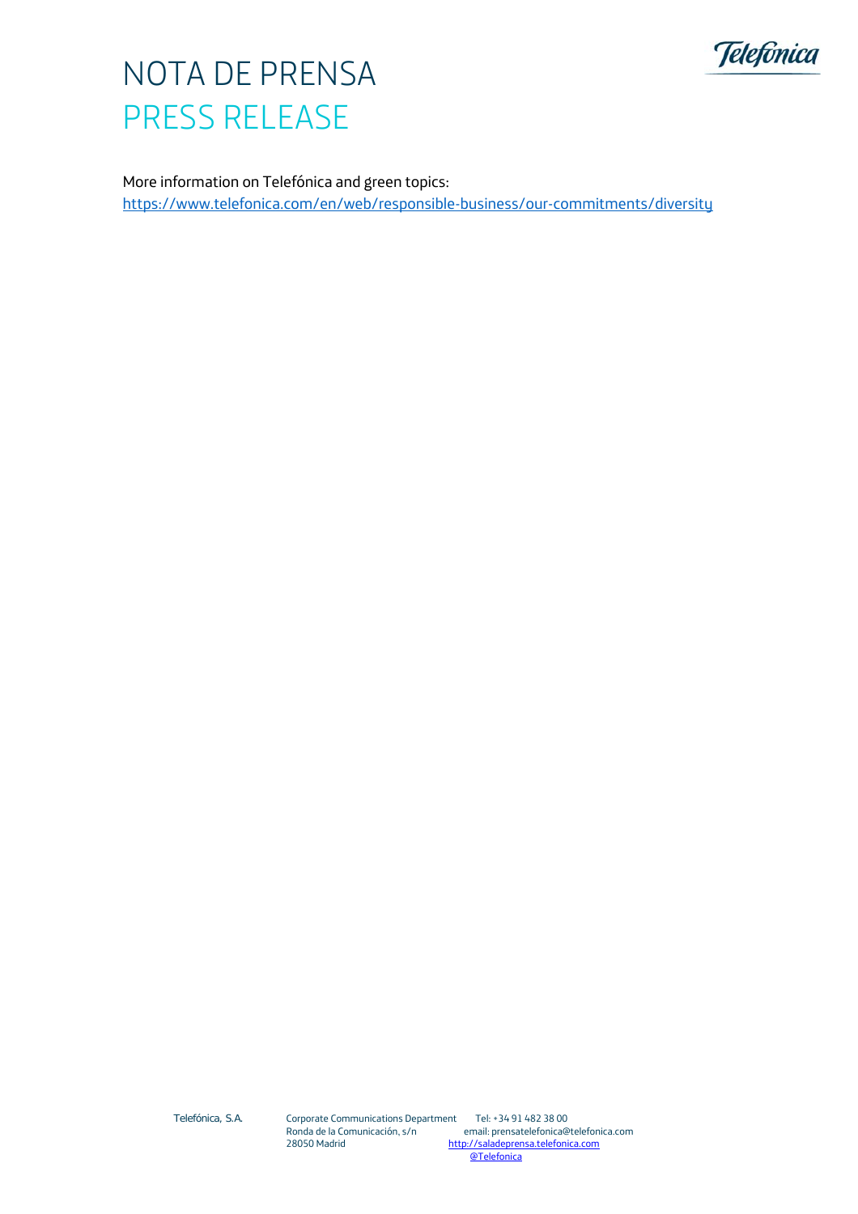More information on Telefónica and green topics:
https://www.telefonica.com/en/web/responsible-business/our-commitments/diversity